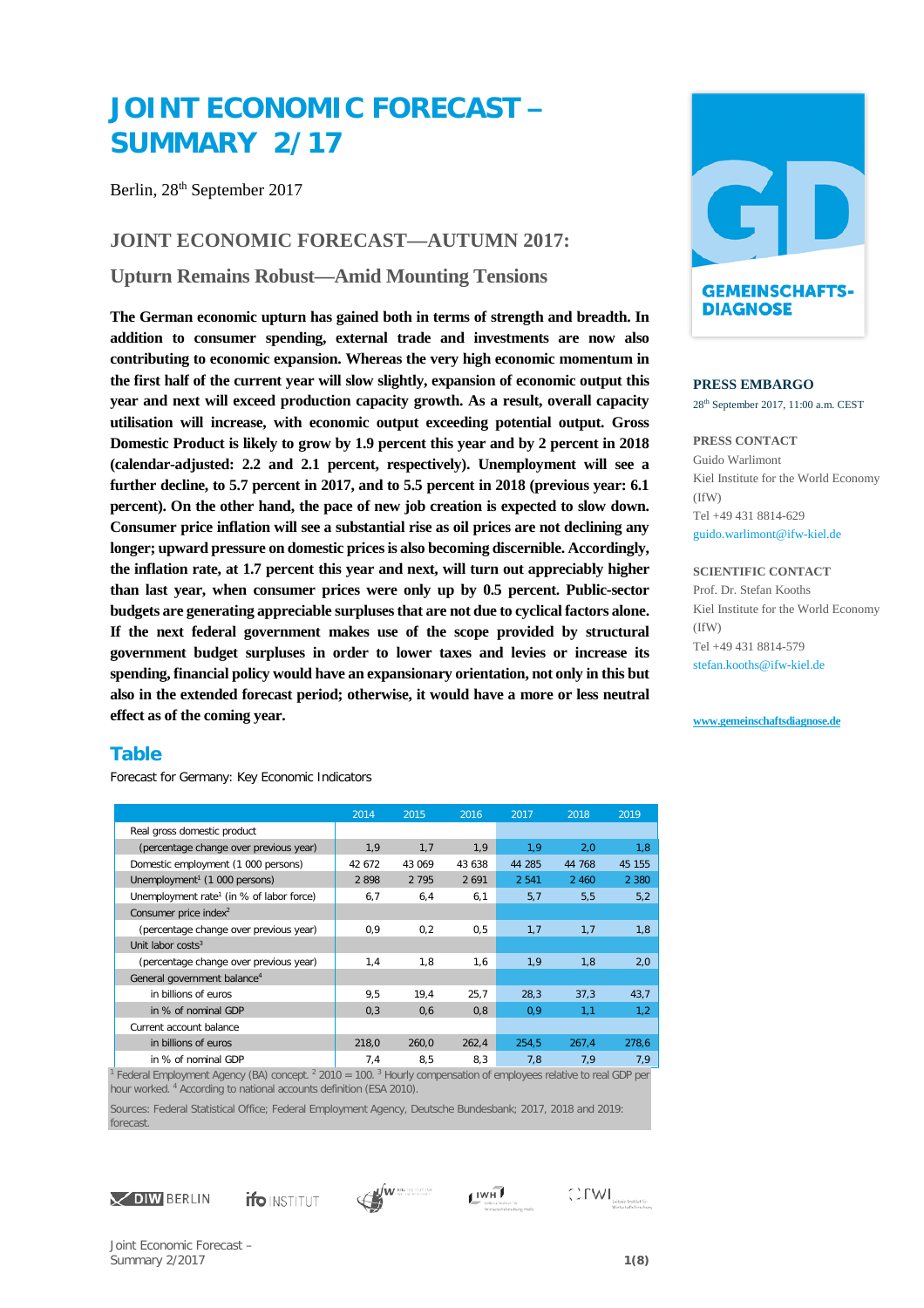# JOINT ECONOMIC FORECAST – SUMMARY 2/17

Berlin, 28th September 2017

## JOINT ECONOMIC FORECAST—AUTUMN 2017:

### Upturn Remains Robust—Amid Mounting Tensions

**The German economic upturn has gained both in terms of strength and breadth. In addition to consumer spending, external trade and investments are now also contributing to economic expansion. Whereas the very high economic momentum in the first half of the current year will slow slightly, expansion of economic output this year and next will exceed production capacity growth. As a result, overall capacity utilisation will increase, with economic output exceeding potential output. Gross Domestic Product is likely to grow by 1.9 percent this year and by 2 percent in 2018 (calendar-adjusted: 2.2 and 2.1 percent, respectively). Unemployment will see a further decline, to 5.7 percent in 2017, and to 5.5 percent in 2018 (previous year: 6.1 percent). On the other hand, the pace of new job creation is expected to slow down. Consumer price inflation will see a substantial rise as oil prices are not declining any longer; upward pressure on domestic prices is also becoming discernible. Accordingly, the inflation rate, at 1.7 percent this year and next, will turn out appreciably higher than last year, when consumer prices were only up by 0.5 percent. Public-sector budgets are generating appreciable surpluses that are not due to cyclical factors alone. If the next federal government makes use of the scope provided by structural government budget surpluses in order to lower taxes and levies or increase its spending, financial policy would have an expansionary orientation, not only in this but also in the extended forecast period; otherwise, it would have a more or less neutral effect as of the coming year.**

GEMEINSCHAFTS-DIAGNOSE

**PRESS EMBARGO**
28th September 2017, 11:00 a.m. CEST

**PRESS CONTACT**
Guido Warlimont
Kiel Institute for the World Economy (IfW)
Tel +49 431 8814-629
guido.warlimont@ifw-kiel.de

**SCIENTIFIC CONTACT**
Prof. Dr. Stefan Kooths
Kiel Institute for the World Economy (IfW)
Tel +49 431 8814-579
stefan.kooths@ifw-kiel.de

www.gemeinschaftsdiagnose.de

## Table

Forecast for Germany: Key Economic Indicators

| | 2014 | 2015 | 2016 | 2017 | 2018 | 2019 |
|---|---|---|---|---|---|---|
| Real gross domestic product | | | | | | |
| (percentage change over previous year) | 1,9 | 1,7 | 1,9 | 1,9 | 2,0 | 1,8 |
| Domestic employment (1 000 persons) | 42 672 | 43 069 | 43 638 | 44 285 | 44 768 | 45 155 |
| Unemployment[1] (1 000 persons) | 2 898 | 2 795 | 2 691 | 2 541 | 2 460 | 2 380 |
| Unemployment rate[1] (in % of labor force) | 6,7 | 6,4 | 6,1 | 5,7 | 5,5 | 5,2 |
| Consumer price index[2] | | | | | | |
| (percentage change over previous year) | 0,9 | 0,2 | 0,5 | 1,7 | 1,7 | 1,8 |
| Unit labor costs[3] | | | | | | |
| (percentage change over previous year) | 1,4 | 1,8 | 1,6 | 1,9 | 1,8 | 2,0 |
| General government balance[4] | | | | | | |
| in billions of euros | 9,5 | 19,4 | 25,7 | 28,3 | 37,3 | 43,7 |
| in % of nominal GDP | 0,3 | 0,6 | 0,8 | 0,9 | 1,1 | 1,2 |
| Current account balance | | | | | | |
| in billions of euros | 218,0 | 260,0 | 262,4 | 254,5 | 267,4 | 278,6 |
| in % of nominal GDP | 7,4 | 8,5 | 8,3 | 7,8 | 7,9 | 7,9 |

[1] Federal Employment Agency (BA) concept. [2] 2010 = 100. [3] Hourly compensation of employees relative to real GDP per hour worked. [4] According to national accounts definition (ESA 2010).

Sources: Federal Statistical Office; Federal Employment Agency, Deutsche Bundesbank; 2017, 2018 and 2019: forecast.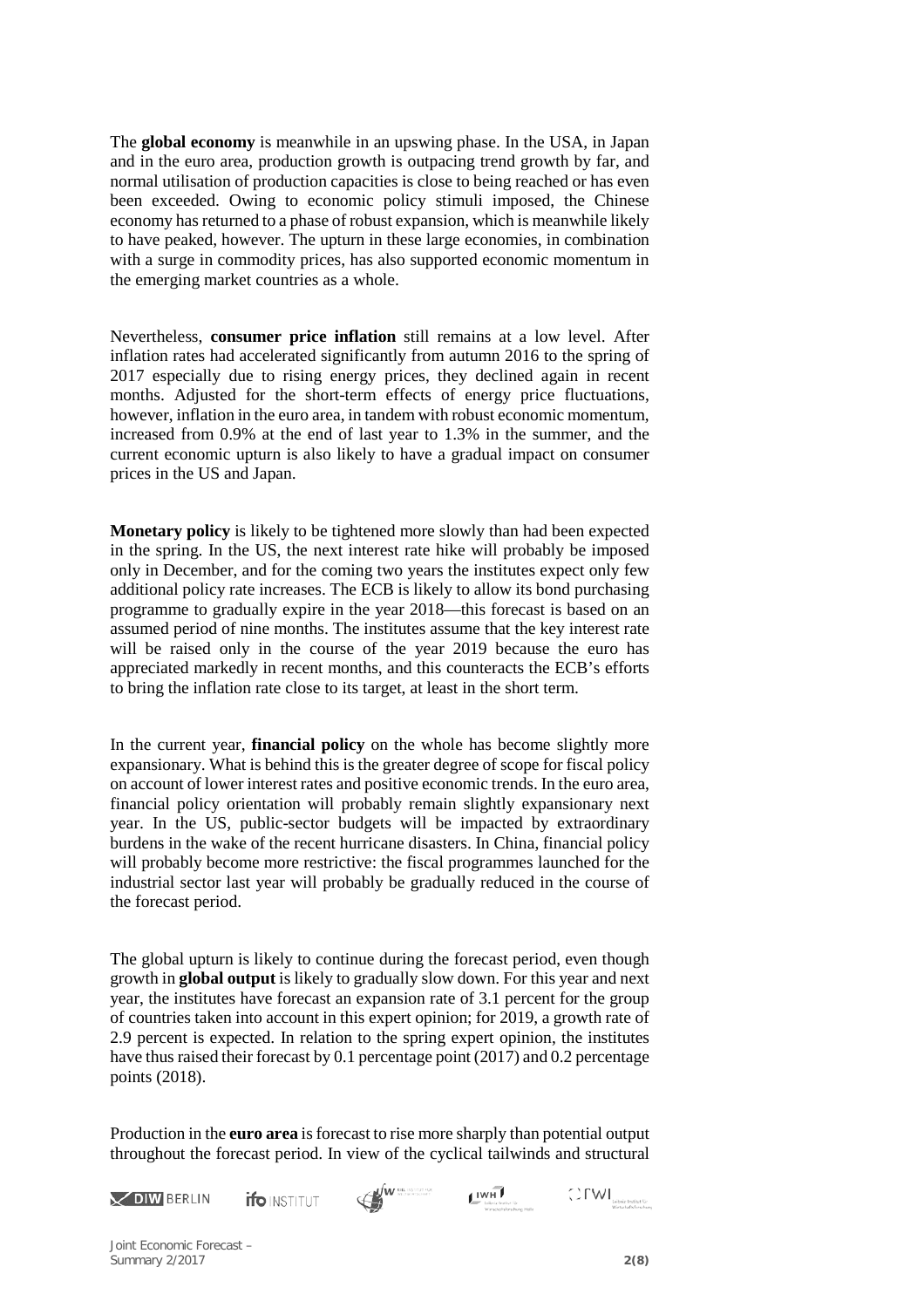The **global economy** is meanwhile in an upswing phase. In the USA, in Japan and in the euro area, production growth is outpacing trend growth by far, and normal utilisation of production capacities is close to being reached or has even been exceeded. Owing to economic policy stimuli imposed, the Chinese economy has returned to a phase of robust expansion, which is meanwhile likely to have peaked, however. The upturn in these large economies, in combination with a surge in commodity prices, has also supported economic momentum in the emerging market countries as a whole.

Nevertheless, **consumer price inflation** still remains at a low level. After inflation rates had accelerated significantly from autumn 2016 to the spring of 2017 especially due to rising energy prices, they declined again in recent months. Adjusted for the short-term effects of energy price fluctuations, however, inflation in the euro area, in tandem with robust economic momentum, increased from 0.9% at the end of last year to 1.3% in the summer, and the current economic upturn is also likely to have a gradual impact on consumer prices in the US and Japan.

**Monetary policy** is likely to be tightened more slowly than had been expected in the spring. In the US, the next interest rate hike will probably be imposed only in December, and for the coming two years the institutes expect only few additional policy rate increases. The ECB is likely to allow its bond purchasing programme to gradually expire in the year 2018—this forecast is based on an assumed period of nine months. The institutes assume that the key interest rate will be raised only in the course of the year 2019 because the euro has appreciated markedly in recent months, and this counteracts the ECB's efforts to bring the inflation rate close to its target, at least in the short term.

In the current year, **financial policy** on the whole has become slightly more expansionary. What is behind this is the greater degree of scope for fiscal policy on account of lower interest rates and positive economic trends. In the euro area, financial policy orientation will probably remain slightly expansionary next year. In the US, public-sector budgets will be impacted by extraordinary burdens in the wake of the recent hurricane disasters. In China, financial policy will probably become more restrictive: the fiscal programmes launched for the industrial sector last year will probably be gradually reduced in the course of the forecast period.

The global upturn is likely to continue during the forecast period, even though growth in **global output** is likely to gradually slow down. For this year and next year, the institutes have forecast an expansion rate of 3.1 percent for the group of countries taken into account in this expert opinion; for 2019, a growth rate of 2.9 percent is expected. In relation to the spring expert opinion, the institutes have thus raised their forecast by 0.1 percentage point (2017) and 0.2 percentage points (2018).

Production in the **euro area** is forecast to rise more sharply than potential output throughout the forecast period. In view of the cyclical tailwinds and structural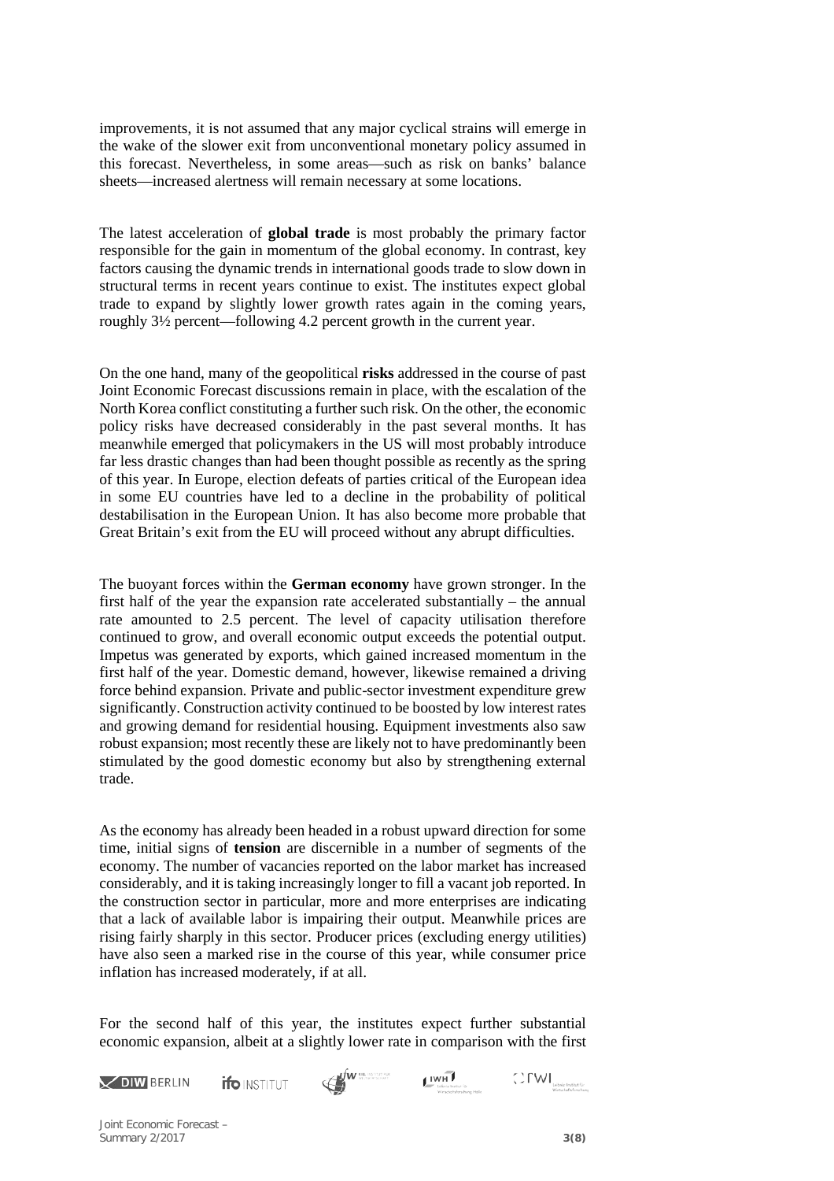improvements, it is not assumed that any major cyclical strains will emerge in the wake of the slower exit from unconventional monetary policy assumed in this forecast. Nevertheless, in some areas—such as risk on banks' balance sheets—increased alertness will remain necessary at some locations.

The latest acceleration of **global trade** is most probably the primary factor responsible for the gain in momentum of the global economy. In contrast, key factors causing the dynamic trends in international goods trade to slow down in structural terms in recent years continue to exist. The institutes expect global trade to expand by slightly lower growth rates again in the coming years, roughly 3½ percent—following 4.2 percent growth in the current year.

On the one hand, many of the geopolitical **risks** addressed in the course of past Joint Economic Forecast discussions remain in place, with the escalation of the North Korea conflict constituting a further such risk. On the other, the economic policy risks have decreased considerably in the past several months. It has meanwhile emerged that policymakers in the US will most probably introduce far less drastic changes than had been thought possible as recently as the spring of this year. In Europe, election defeats of parties critical of the European idea in some EU countries have led to a decline in the probability of political destabilisation in the European Union. It has also become more probable that Great Britain's exit from the EU will proceed without any abrupt difficulties.

The buoyant forces within the **German economy** have grown stronger. In the first half of the year the expansion rate accelerated substantially – the annual rate amounted to 2.5 percent. The level of capacity utilisation therefore continued to grow, and overall economic output exceeds the potential output. Impetus was generated by exports, which gained increased momentum in the first half of the year. Domestic demand, however, likewise remained a driving force behind expansion. Private and public-sector investment expenditure grew significantly. Construction activity continued to be boosted by low interest rates and growing demand for residential housing. Equipment investments also saw robust expansion; most recently these are likely not to have predominantly been stimulated by the good domestic economy but also by strengthening external trade.

As the economy has already been headed in a robust upward direction for some time, initial signs of **tension** are discernible in a number of segments of the economy. The number of vacancies reported on the labor market has increased considerably, and it is taking increasingly longer to fill a vacant job reported. In the construction sector in particular, more and more enterprises are indicating that a lack of available labor is impairing their output. Meanwhile prices are rising fairly sharply in this sector. Producer prices (excluding energy utilities) have also seen a marked rise in the course of this year, while consumer price inflation has increased moderately, if at all.

For the second half of this year, the institutes expect further substantial economic expansion, albeit at a slightly lower rate in comparison with the first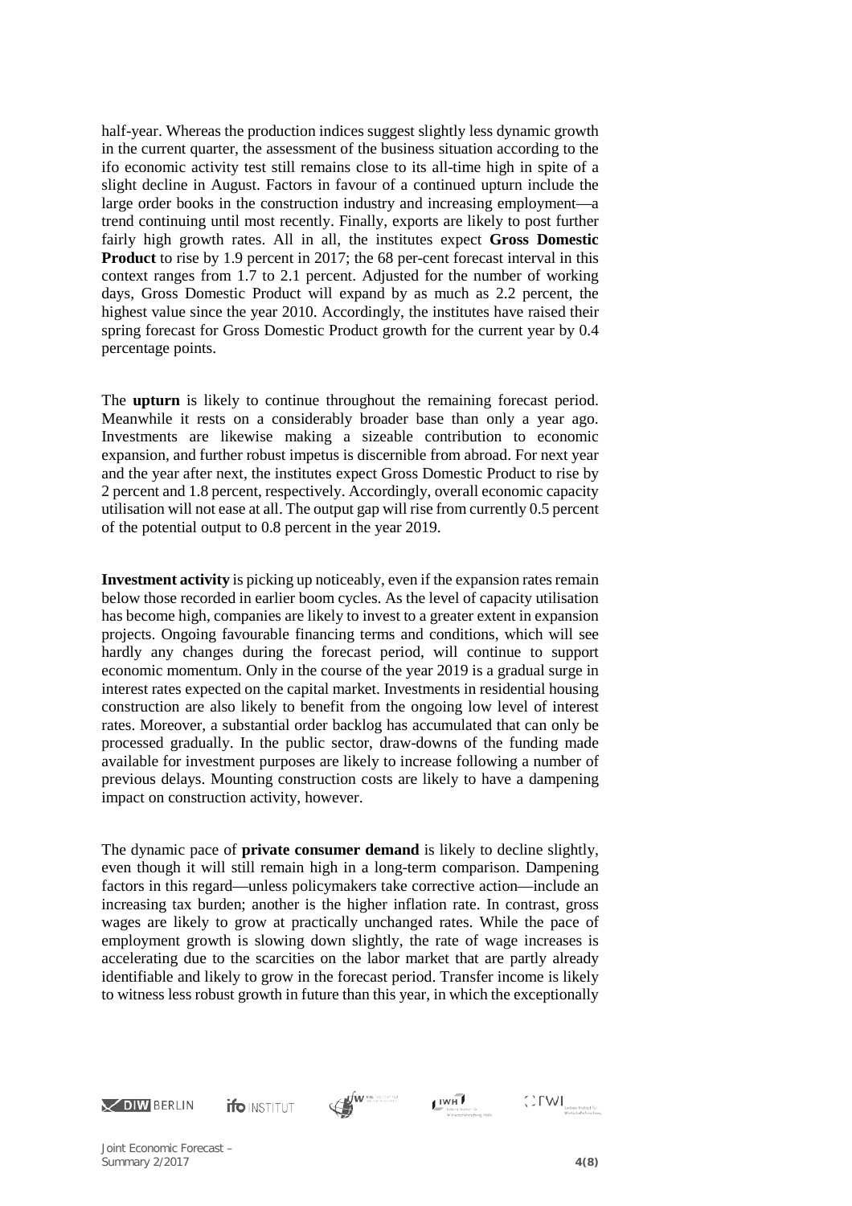half-year. Whereas the production indices suggest slightly less dynamic growth in the current quarter, the assessment of the business situation according to the ifo economic activity test still remains close to its all-time high in spite of a slight decline in August. Factors in favour of a continued upturn include the large order books in the construction industry and increasing employment—a trend continuing until most recently. Finally, exports are likely to post further fairly high growth rates. All in all, the institutes expect **Gross Domestic Product** to rise by 1.9 percent in 2017; the 68 per-cent forecast interval in this context ranges from 1.7 to 2.1 percent. Adjusted for the number of working days, Gross Domestic Product will expand by as much as 2.2 percent, the highest value since the year 2010. Accordingly, the institutes have raised their spring forecast for Gross Domestic Product growth for the current year by 0.4 percentage points.

The **upturn** is likely to continue throughout the remaining forecast period. Meanwhile it rests on a considerably broader base than only a year ago. Investments are likewise making a sizeable contribution to economic expansion, and further robust impetus is discernible from abroad. For next year and the year after next, the institutes expect Gross Domestic Product to rise by 2 percent and 1.8 percent, respectively. Accordingly, overall economic capacity utilisation will not ease at all. The output gap will rise from currently 0.5 percent of the potential output to 0.8 percent in the year 2019.

**Investment activity** is picking up noticeably, even if the expansion rates remain below those recorded in earlier boom cycles. As the level of capacity utilisation has become high, companies are likely to invest to a greater extent in expansion projects. Ongoing favourable financing terms and conditions, which will see hardly any changes during the forecast period, will continue to support economic momentum. Only in the course of the year 2019 is a gradual surge in interest rates expected on the capital market. Investments in residential housing construction are also likely to benefit from the ongoing low level of interest rates. Moreover, a substantial order backlog has accumulated that can only be processed gradually. In the public sector, draw-downs of the funding made available for investment purposes are likely to increase following a number of previous delays. Mounting construction costs are likely to have a dampening impact on construction activity, however.

The dynamic pace of **private consumer demand** is likely to decline slightly, even though it will still remain high in a long-term comparison. Dampening factors in this regard—unless policymakers take corrective action—include an increasing tax burden; another is the higher inflation rate. In contrast, gross wages are likely to grow at practically unchanged rates. While the pace of employment growth is slowing down slightly, the rate of wage increases is accelerating due to the scarcities on the labor market that are partly already identifiable and likely to grow in the forecast period. Transfer income is likely to witness less robust growth in future than this year, in which the exceptionally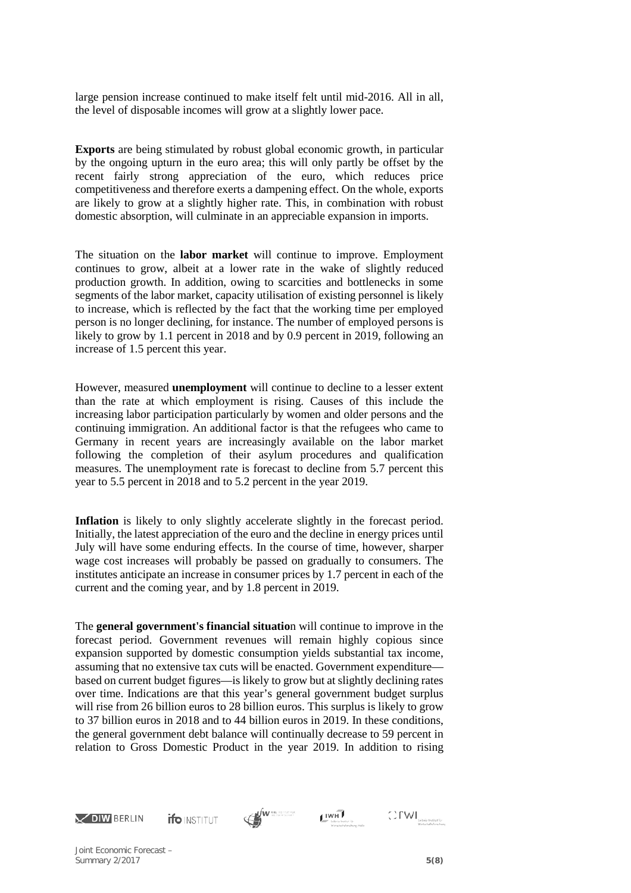large pension increase continued to make itself felt until mid-2016. All in all, the level of disposable incomes will grow at a slightly lower pace.

**Exports** are being stimulated by robust global economic growth, in particular by the ongoing upturn in the euro area; this will only partly be offset by the recent fairly strong appreciation of the euro, which reduces price competitiveness and therefore exerts a dampening effect. On the whole, exports are likely to grow at a slightly higher rate. This, in combination with robust domestic absorption, will culminate in an appreciable expansion in imports.

The situation on the **labor market** will continue to improve. Employment continues to grow, albeit at a lower rate in the wake of slightly reduced production growth. In addition, owing to scarcities and bottlenecks in some segments of the labor market, capacity utilisation of existing personnel is likely to increase, which is reflected by the fact that the working time per employed person is no longer declining, for instance. The number of employed persons is likely to grow by 1.1 percent in 2018 and by 0.9 percent in 2019, following an increase of 1.5 percent this year.

However, measured **unemployment** will continue to decline to a lesser extent than the rate at which employment is rising. Causes of this include the increasing labor participation particularly by women and older persons and the continuing immigration. An additional factor is that the refugees who came to Germany in recent years are increasingly available on the labor market following the completion of their asylum procedures and qualification measures. The unemployment rate is forecast to decline from 5.7 percent this year to 5.5 percent in 2018 and to 5.2 percent in the year 2019.

**Inflation** is likely to only slightly accelerate slightly in the forecast period. Initially, the latest appreciation of the euro and the decline in energy prices until July will have some enduring effects. In the course of time, however, sharper wage cost increases will probably be passed on gradually to consumers. The institutes anticipate an increase in consumer prices by 1.7 percent in each of the current and the coming year, and by 1.8 percent in 2019.

The **general government's financial situatio**n will continue to improve in the forecast period. Government revenues will remain highly copious since expansion supported by domestic consumption yields substantial tax income, assuming that no extensive tax cuts will be enacted. Government expenditure—based on current budget figures—is likely to grow but at slightly declining rates over time. Indications are that this year's general government budget surplus will rise from 26 billion euros to 28 billion euros. This surplus is likely to grow to 37 billion euros in 2018 and to 44 billion euros in 2019. In these conditions, the general government debt balance will continually decrease to 59 percent in relation to Gross Domestic Product in the year 2019. In addition to rising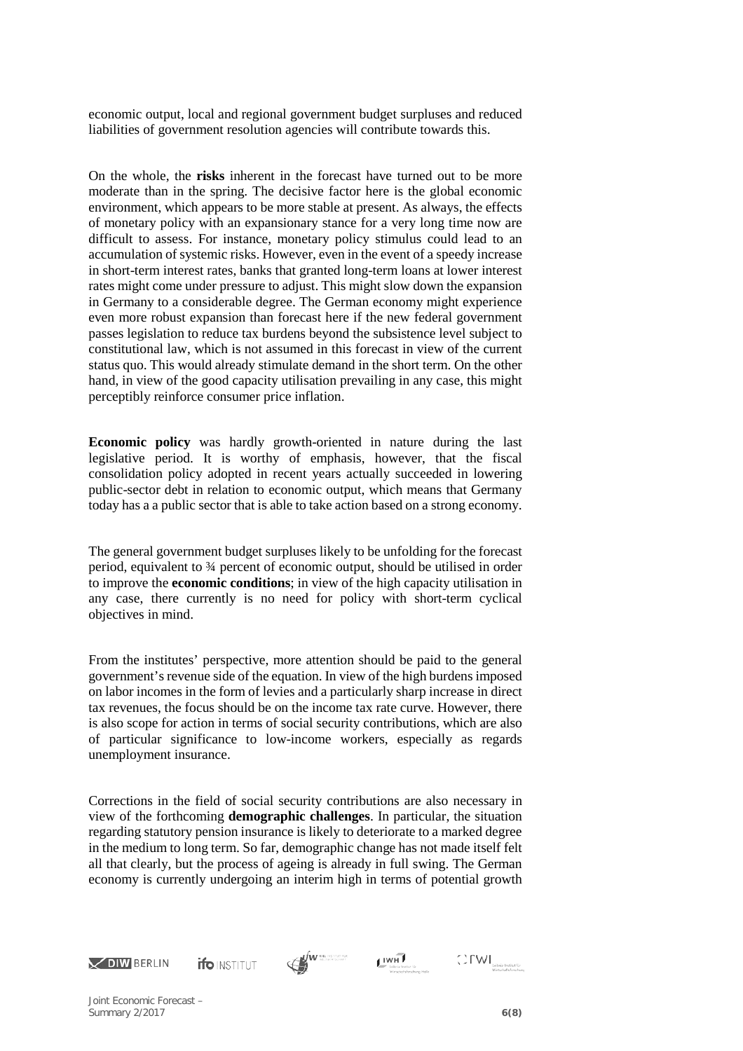economic output, local and regional government budget surpluses and reduced liabilities of government resolution agencies will contribute towards this.

On the whole, the **risks** inherent in the forecast have turned out to be more moderate than in the spring. The decisive factor here is the global economic environment, which appears to be more stable at present. As always, the effects of monetary policy with an expansionary stance for a very long time now are difficult to assess. For instance, monetary policy stimulus could lead to an accumulation of systemic risks. However, even in the event of a speedy increase in short-term interest rates, banks that granted long-term loans at lower interest rates might come under pressure to adjust. This might slow down the expansion in Germany to a considerable degree. The German economy might experience even more robust expansion than forecast here if the new federal government passes legislation to reduce tax burdens beyond the subsistence level subject to constitutional law, which is not assumed in this forecast in view of the current status quo. This would already stimulate demand in the short term. On the other hand, in view of the good capacity utilisation prevailing in any case, this might perceptibly reinforce consumer price inflation.

**Economic policy** was hardly growth-oriented in nature during the last legislative period. It is worthy of emphasis, however, that the fiscal consolidation policy adopted in recent years actually succeeded in lowering public-sector debt in relation to economic output, which means that Germany today has a a public sector that is able to take action based on a strong economy.

The general government budget surpluses likely to be unfolding for the forecast period, equivalent to ¾ percent of economic output, should be utilised in order to improve the **economic conditions**; in view of the high capacity utilisation in any case, there currently is no need for policy with short-term cyclical objectives in mind.

From the institutes' perspective, more attention should be paid to the general government's revenue side of the equation. In view of the high burdens imposed on labor incomes in the form of levies and a particularly sharp increase in direct tax revenues, the focus should be on the income tax rate curve. However, there is also scope for action in terms of social security contributions, which are also of particular significance to low-income workers, especially as regards unemployment insurance.

Corrections in the field of social security contributions are also necessary in view of the forthcoming **demographic challenges**. In particular, the situation regarding statutory pension insurance is likely to deteriorate to a marked degree in the medium to long term. So far, demographic change has not made itself felt all that clearly, but the process of ageing is already in full swing. The German economy is currently undergoing an interim high in terms of potential growth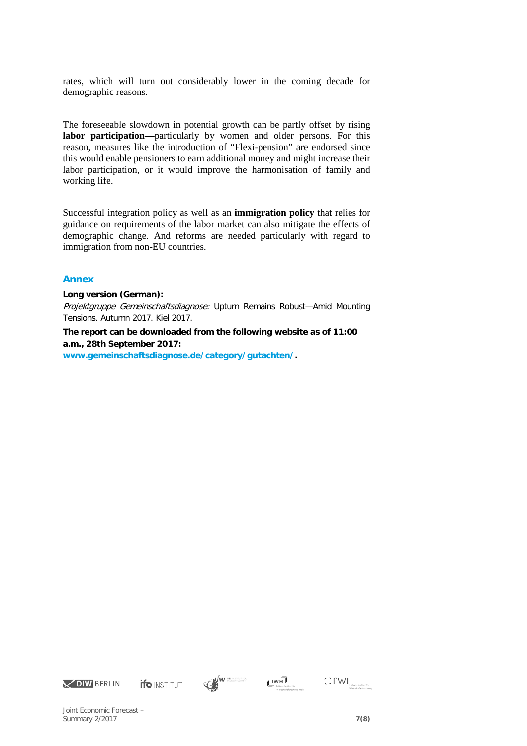rates, which will turn out considerably lower in the coming decade for demographic reasons.

The foreseeable slowdown in potential growth can be partly offset by rising **labor participation—**particularly by women and older persons. For this reason, measures like the introduction of "Flexi-pension" are endorsed since this would enable pensioners to earn additional money and might increase their labor participation, or it would improve the harmonisation of family and working life.

Successful integration policy as well as an **immigration policy** that relies for guidance on requirements of the labor market can also mitigate the effects of demographic change. And reforms are needed particularly with regard to immigration from non-EU countries.

## Annex

**Long version (German):**

*Projektgruppe Gemeinschaftsdiagnose:* Upturn Remains Robust—Amid Mounting Tensions. Autumn 2017. Kiel 2017.

**The report can be downloaded from the following website as of 11:00 a.m., 28th September 2017:**

**www.gemeinschaftsdiagnose.de/category/gutachten/.**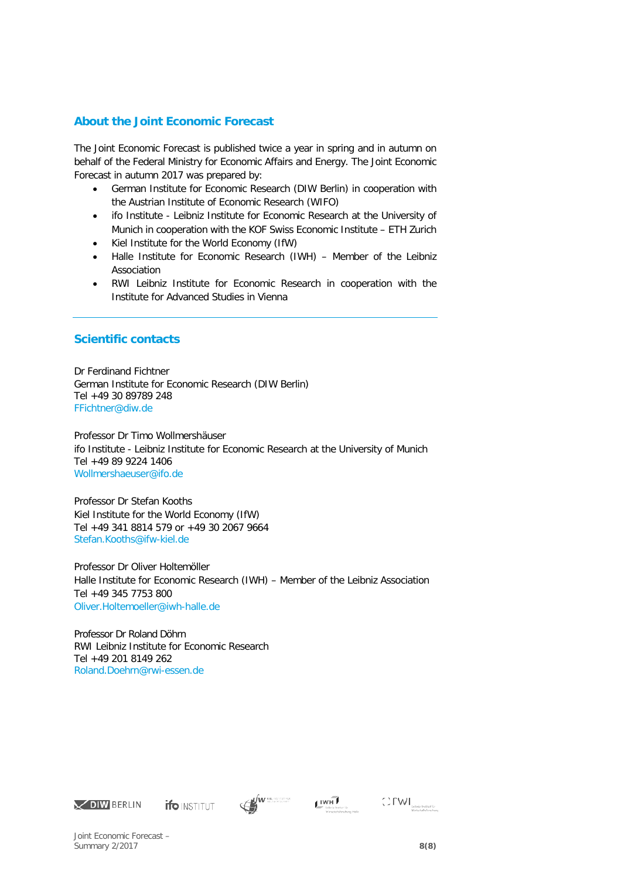## About the Joint Economic Forecast

The Joint Economic Forecast is published twice a year in spring and in autumn on behalf of the Federal Ministry for Economic Affairs and Energy. The Joint Economic Forecast in autumn 2017 was prepared by:

- German Institute for Economic Research (DIW Berlin) in cooperation with the Austrian Institute of Economic Research (WIFO)
- ifo Institute - Leibniz Institute for Economic Research at the University of Munich in cooperation with the KOF Swiss Economic Institute – ETH Zurich
- Kiel Institute for the World Economy (IfW)
- Halle Institute for Economic Research (IWH) – Member of the Leibniz Association
- RWI Leibniz Institute for Economic Research in cooperation with the Institute for Advanced Studies in Vienna

---

## Scientific contacts

Dr Ferdinand Fichtner
German Institute for Economic Research (DIW Berlin)
Tel +49 30 89789 248
FFichtner@diw.de

Professor Dr Timo Wollmershäuser
ifo Institute - Leibniz Institute for Economic Research at the University of Munich
Tel +49 89 9224 1406
Wollmershaeuser@ifo.de

Professor Dr Stefan Kooths
Kiel Institute for the World Economy (IfW)
Tel +49 341 8814 579 or +49 30 2067 9664
Stefan.Kooths@ifw-kiel.de

Professor Dr Oliver Holtemöller
Halle Institute for Economic Research (IWH) – Member of the Leibniz Association
Tel +49 345 7753 800
Oliver.Holtemoeller@iwh-halle.de

Professor Dr Roland Döhrn
RWI Leibniz Institute for Economic Research
Tel +49 201 8149 262
Roland.Doehrn@rwi-essen.de